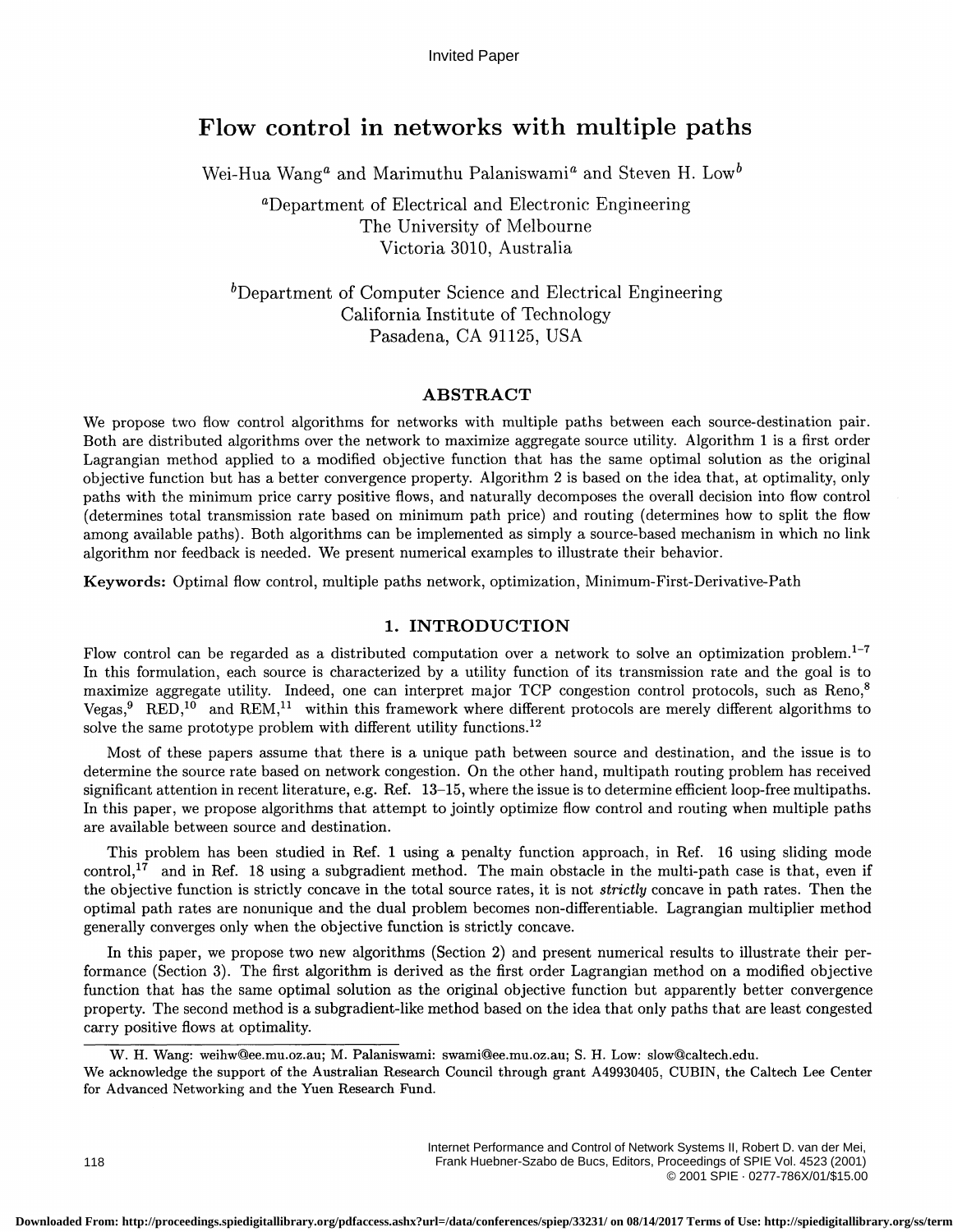Invited Paper

# Flow control in networks with multiple paths

Wei-Hua Wang[a] and Marimuthu Palaniswami[a] and Steven H. Low[b]

[a]Department of Electrical and Electronic Engineering
The University of Melbourne
Victoria 3010, Australia

[b]Department of Computer Science and Electrical Engineering
California Institute of Technology
Pasadena, CA 91125, USA

## ABSTRACT

We propose two flow control algorithms for networks with multiple paths between each source-destination pair. Both are distributed algorithms over the network to maximize aggregate source utility. Algorithm 1 is a first order Lagrangian method applied to a modified objective function that has the same optimal solution as the original objective function but has a better convergence property. Algorithm 2 is based on the idea that, at optimality, only paths with the minimum price carry positive flows, and naturally decomposes the overall decision into flow control (determines total transmission rate based on minimum path price) and routing (determines how to split the flow among available paths). Both algorithms can be implemented as simply a source-based mechanism in which no link algorithm nor feedback is needed. We present numerical examples to illustrate their behavior.

**Keywords:** Optimal flow control, multiple paths network, optimization, Minimum-First-Derivative-Path

## 1. INTRODUCTION

Flow control can be regarded as a distributed computation over a network to solve an optimization problem.[1–7] In this formulation, each source is characterized by a utility function of its transmission rate and the goal is to maximize aggregate utility. Indeed, one can interpret major TCP congestion control protocols, such as Reno,[8] Vegas,[9] RED,[10] and REM,[11] within this framework where different protocols are merely different algorithms to solve the same prototype problem with different utility functions.[12]

Most of these papers assume that there is a unique path between source and destination, and the issue is to determine the source rate based on network congestion. On the other hand, multipath routing problem has received significant attention in recent literature, e.g. Ref. 13–15, where the issue is to determine efficient loop-free multipaths. In this paper, we propose algorithms that attempt to jointly optimize flow control and routing when multiple paths are available between source and destination.

This problem has been studied in Ref. 1 using a penalty function approach, in Ref. 16 using sliding mode control,[17] and in Ref. 18 using a subgradient method. The main obstacle in the multi-path case is that, even if the objective function is strictly concave in the total source rates, it is not *strictly* concave in path rates. Then the optimal path rates are nonunique and the dual problem becomes non-differentiable. Lagrangian multiplier method generally converges only when the objective function is strictly concave.

In this paper, we propose two new algorithms (Section 2) and present numerical results to illustrate their performance (Section 3). The first algorithm is derived as the first order Lagrangian method on a modified objective function that has the same optimal solution as the original objective function but apparently better convergence property. The second method is a subgradient-like method based on the idea that only paths that are least congested carry positive flows at optimality.

W. H. Wang: weihw@ee.mu.oz.au; M. Palaniswami: swami@ee.mu.oz.au; S. H. Low: slow@caltech.edu.
We acknowledge the support of the Australian Research Council through grant A49930405, CUBIN, the Caltech Lee Center for Advanced Networking and the Yuen Research Fund.

Internet Performance and Control of Network Systems II, Robert D. van der Mei, Frank Huebner-Szabo de Bucs, Editors, Proceedings of SPIE Vol. 4523 (2001)
© 2001 SPIE · 0277-786X/01/$15.00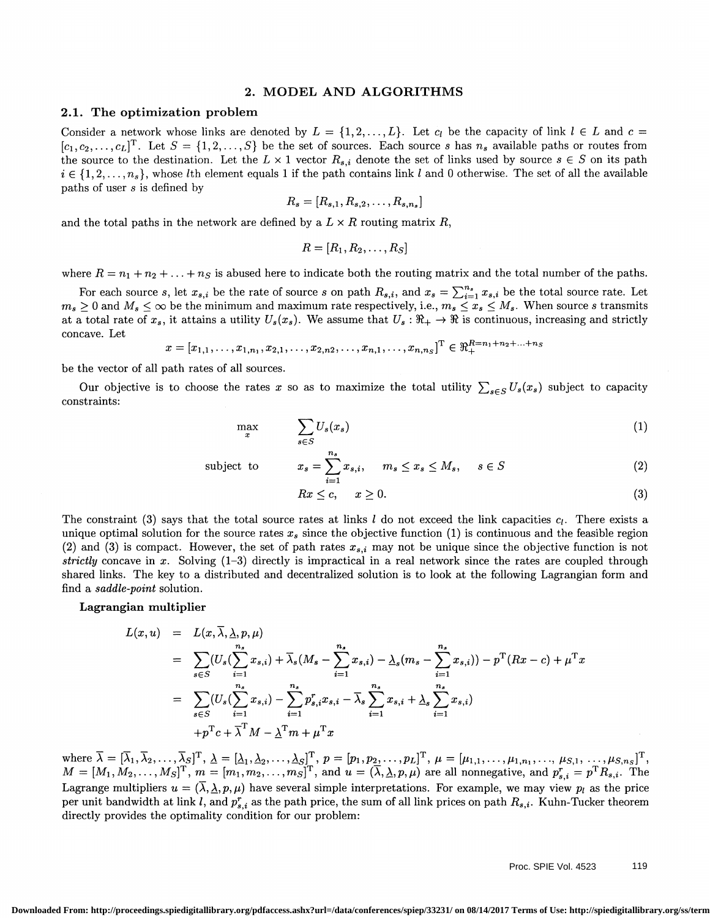## 2. MODEL AND ALGORITHMS

### 2.1. The optimization problem

Consider a network whose links are denoted by $L = \{1, 2, \ldots, L\}$. Let $c_l$ be the capacity of link $l \in L$ and $c = [c_1, c_2, \ldots, c_L]^{\mathrm{T}}$. Let $S = \{1, 2, \ldots, S\}$ be the set of sources. Each source $s$ has $n_s$ available paths or routes from the source to the destination. Let the $L \times 1$ vector $R_{s,i}$ denote the set of links used by source $s \in S$ on its path $i \in \{1, 2, \ldots, n_s\}$, whose $l$th element equals 1 if the path contains link $l$ and 0 otherwise. The set of all the available paths of user $s$ is defined by

$$R_s = [R_{s,1}, R_{s,2}, \ldots, R_{s,n_s}]$$

and the total paths in the network are defined by a $L \times R$ routing matrix $R$,

$$R = [R_1, R_2, \ldots, R_S]$$

where $R = n_1 + n_2 + \ldots + n_S$ is abused here to indicate both the routing matrix and the total number of the paths.

For each source $s$, let $x_{s,i}$ be the rate of source $s$ on path $R_{s,i}$, and $x_s = \sum_{i=1}^{n_s} x_{s,i}$ be the total source rate. Let $m_s \geq 0$ and $M_s \leq \infty$ be the minimum and maximum rate respectively, i.e., $m_s \leq x_s \leq M_s$. When source $s$ transmits at a total rate of $x_s$, it attains a utility $U_s(x_s)$. We assume that $U_s : \Re_+ \to \Re$ is continuous, increasing and strictly concave. Let

$$x = [x_{1,1}, \ldots, x_{1,n_1}, x_{2,1}, \ldots, x_{2,n2}, \ldots, x_{n,1}, \ldots, x_{n,n_S}]^{\mathrm{T}} \in \Re_+^{R=n_1+n_2+\ldots+n_S}$$

be the vector of all path rates of all sources.

Our objective is to choose the rates $x$ so as to maximize the total utility $\sum_{s \in S} U_s(x_s)$ subject to capacity constraints:

$$\max_{x} \quad \sum_{s \in S} U_s(x_s) \tag{1}$$

$$\text{subject to} \quad x_s = \sum_{i=1}^{n_s} x_{s,i}, \quad m_s \leq x_s \leq M_s, \quad s \in S \tag{2}$$

$$Rx \leq c, \quad x \geq 0. \tag{3}$$

The constraint (3) says that the total source rates at links $l$ do not exceed the link capacities $c_l$. There exists a unique optimal solution for the source rates $x_s$ since the objective function (1) is continuous and the feasible region (2) and (3) is compact. However, the set of path rates $x_{s,i}$ may not be unique since the objective function is not *strictly* concave in $x$. Solving (1–3) directly is impractical in a real network since the rates are coupled through shared links. The key to a distributed and decentralized solution is to look at the following Lagrangian form and find a *saddle-point* solution.

**Lagrangian multiplier**

$$\begin{aligned}
L(x, u) &= L(x, \overline{\lambda}, \underline{\lambda}, p, \mu) \\
&= \sum_{s \in S} (U_s(\sum_{i=1}^{n_s} x_{s,i}) + \overline{\lambda}_s(M_s - \sum_{i=1}^{n_s} x_{s,i}) - \underline{\lambda}_s(m_s - \sum_{i=1}^{n_s} x_{s,i})) - p^{\mathrm{T}}(Rx - c) + \mu^{\mathrm{T}} x \\
&= \sum_{s \in S} (U_s(\sum_{i=1}^{n_s} x_{s,i}) - \sum_{i=1}^{n_s} p_{s,i}^r x_{s,i} - \overline{\lambda}_s \sum_{i=1}^{n_s} x_{s,i} + \underline{\lambda}_s \sum_{i=1}^{n_s} x_{s,i}) \\
&\quad + p^{\mathrm{T}} c + \overline{\lambda}^{\mathrm{T}} M - \underline{\lambda}^{\mathrm{T}} m + \mu^{\mathrm{T}} x
\end{aligned}$$

where $\overline{\lambda} = [\overline{\lambda}_1, \overline{\lambda}_2, \ldots, \overline{\lambda}_S]^{\mathrm{T}}$, $\underline{\lambda} = [\underline{\lambda}_1, \underline{\lambda}_2, \ldots, \underline{\lambda}_S]^{\mathrm{T}}$, $p = [p_1, p_2, \ldots, p_L]^{\mathrm{T}}$, $\mu = [\mu_{1,1}, \ldots, \mu_{1,n_1}, \ldots, \mu_{S,1}, \ldots, \mu_{S,n_S}]^{\mathrm{T}}$, $M = [M_1, M_2, \ldots, M_S]^{\mathrm{T}}$, $m = [m_1, m_2, \ldots, m_S]^{\mathrm{T}}$, and $u = (\overline{\lambda}, \underline{\lambda}, p, \mu)$ are all nonnegative, and $p_{s,i}^r = p^{\mathrm{T}} R_{s,i}$. The Lagrange multipliers $u = (\overline{\lambda}, \underline{\lambda}, p, \mu)$ have several simple interpretations. For example, we may view $p_l$ as the price per unit bandwidth at link $l$, and $p_{s,i}^r$ as the path price, the sum of all link prices on path $R_{s,i}$. Kuhn-Tucker theorem directly provides the optimality condition for our problem: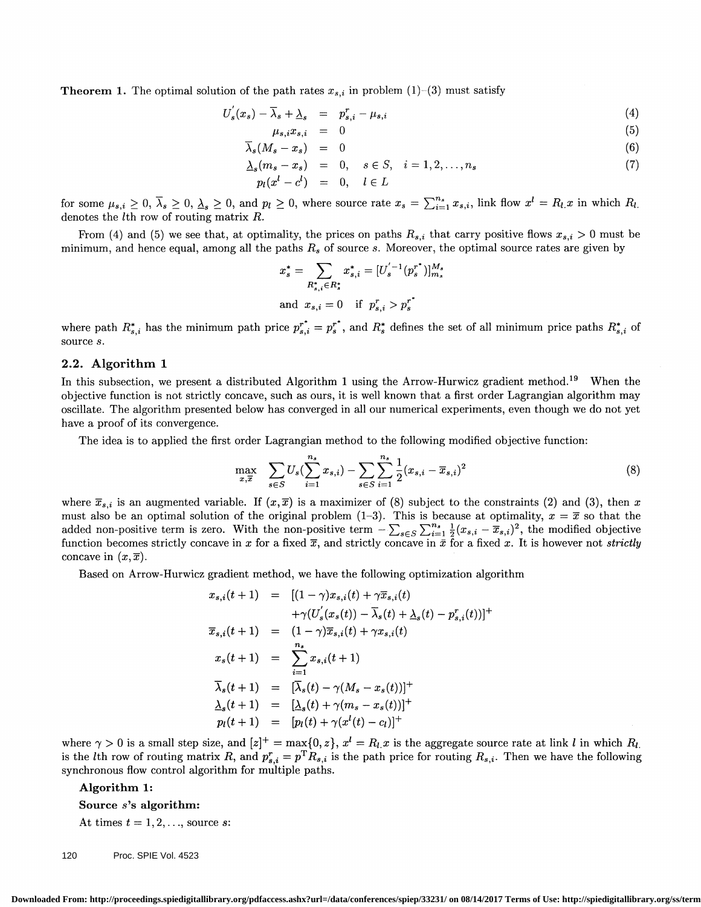**Theorem 1.** The optimal solution of the path rates $x_{s,i}$ in problem (1)–(3) must satisfy

$$
\begin{aligned}
U_s'(x_s) - \overline{\lambda}_s + \underline{\lambda}_s &= p^r_{s,i} - \mu_{s,i} && (4)\\
\mu_{s,i} x_{s,i} &= 0 && (5)\\
\overline{\lambda}_s (M_s - x_s) &= 0 && (6)\\
\underline{\lambda}_s (m_s - x_s) &= 0, \quad s \in S, \quad i = 1, 2, \ldots, n_s && (7)\\
p_l (x^l - c^l) &= 0, \quad l \in L
\end{aligned}
$$

for some $\mu_{s,i} \geq 0$, $\overline{\lambda}_s \geq 0$, $\underline{\lambda}_s \geq 0$, and $p_l \geq 0$, where source rate $x_s = \sum_{i=1}^{n_s} x_{s,i}$, link flow $x^l = R_{l.}x$ in which $R_{l.}$ denotes the $l$th row of routing matrix $R$.

From (4) and (5) we see that, at optimality, the prices on paths $R_{s,i}$ that carry positive flows $x_{s,i} > 0$ must be minimum, and hence equal, among all the paths $R_s$ of source $s$. Moreover, the optimal source rates are given by

$$
x_s^* = \sum_{R^*_{s,i} \in R^*_s} x^*_{s,i} = [U_s'^{-1}(p_s^{r^*})]^{M_s}_{m_s}
$$

$$
\text{and} \quad x_{s,i} = 0 \quad \text{if} \quad p^r_{s,i} > p^{r^*}_s
$$

where path $R^*_{s,i}$ has the minimum path price $p^{r^*}_{s,i} = p^{r^*}_s$, and $R^*_s$ defines the set of all minimum price paths $R^*_{s,i}$ of source $s$.

## 2.2. Algorithm 1

In this subsection, we present a distributed Algorithm 1 using the Arrow-Hurwicz gradient method.[19] When the objective function is not strictly concave, such as ours, it is well known that a first order Lagrangian algorithm may oscillate. The algorithm presented below has converged in all our numerical experiments, even though we do not yet have a proof of its convergence.

The idea is to applied the first order Lagrangian method to the following modified objective function:

$$
\max_{x, \overline{x}} \quad \sum_{s \in S} U_s\left(\sum_{i=1}^{n_s} x_{s,i}\right) - \sum_{s \in S} \sum_{i=1}^{n_s} \frac{1}{2}(x_{s,i} - \overline{x}_{s,i})^2 \qquad (8)
$$

where $\overline{x}_{s,i}$ is an augmented variable. If $(x, \overline{x})$ is a maximizer of (8) subject to the constraints (2) and (3), then $x$ must also be an optimal solution of the original problem (1–3). This is because at optimality, $x = \overline{x}$ so that the added non-positive term is zero. With the non-positive term $-\sum_{s \in S} \sum_{i=1}^{n_s} \frac{1}{2}(x_{s,i} - \overline{x}_{s,i})^2$, the modified objective function becomes strictly concave in $x$ for a fixed $\overline{x}$, and strictly concave in $\bar{x}$ for a fixed $x$. It is however not *strictly* concave in $(x, \overline{x})$.

Based on Arrow-Hurwicz gradient method, we have the following optimization algorithm

$$
\begin{aligned}
x_{s,i}(t+1) &= [(1-\gamma) x_{s,i}(t) + \gamma \overline{x}_{s,i}(t) \\
&\quad + \gamma (U_s'(x_s(t)) - \overline{\lambda}_s(t) + \underline{\lambda}_s(t) - p^r_{s,i}(t))]^+ \\
\overline{x}_{s,i}(t+1) &= (1-\gamma)\overline{x}_{s,i}(t) + \gamma x_{s,i}(t) \\
x_s(t+1) &= \sum_{i=1}^{n_s} x_{s,i}(t+1) \\
\overline{\lambda}_s(t+1) &= [\overline{\lambda}_s(t) - \gamma(M_s - x_s(t))]^+ \\
\underline{\lambda}_s(t+1) &= [\underline{\lambda}_s(t) + \gamma(m_s - x_s(t))]^+ \\
p_l(t+1) &= [p_l(t) + \gamma(x^l(t) - c_l)]^+
\end{aligned}
$$

where $\gamma > 0$ is a small step size, and $[z]^+ = \max\{0, z\}$, $x^l = R_{l.}x$ is the aggregate source rate at link $l$ in which $R_{l.}$ is the $l$th row of routing matrix $R$, and $p^r_{s,i} = p^{\mathrm{T}} R_{s,i}$ is the path price for routing $R_{s,i}$. Then we have the following synchronous flow control algorithm for multiple paths.

**Algorithm 1:**

**Source $s$'s algorithm:**

At times $t = 1, 2, \ldots$, source $s$: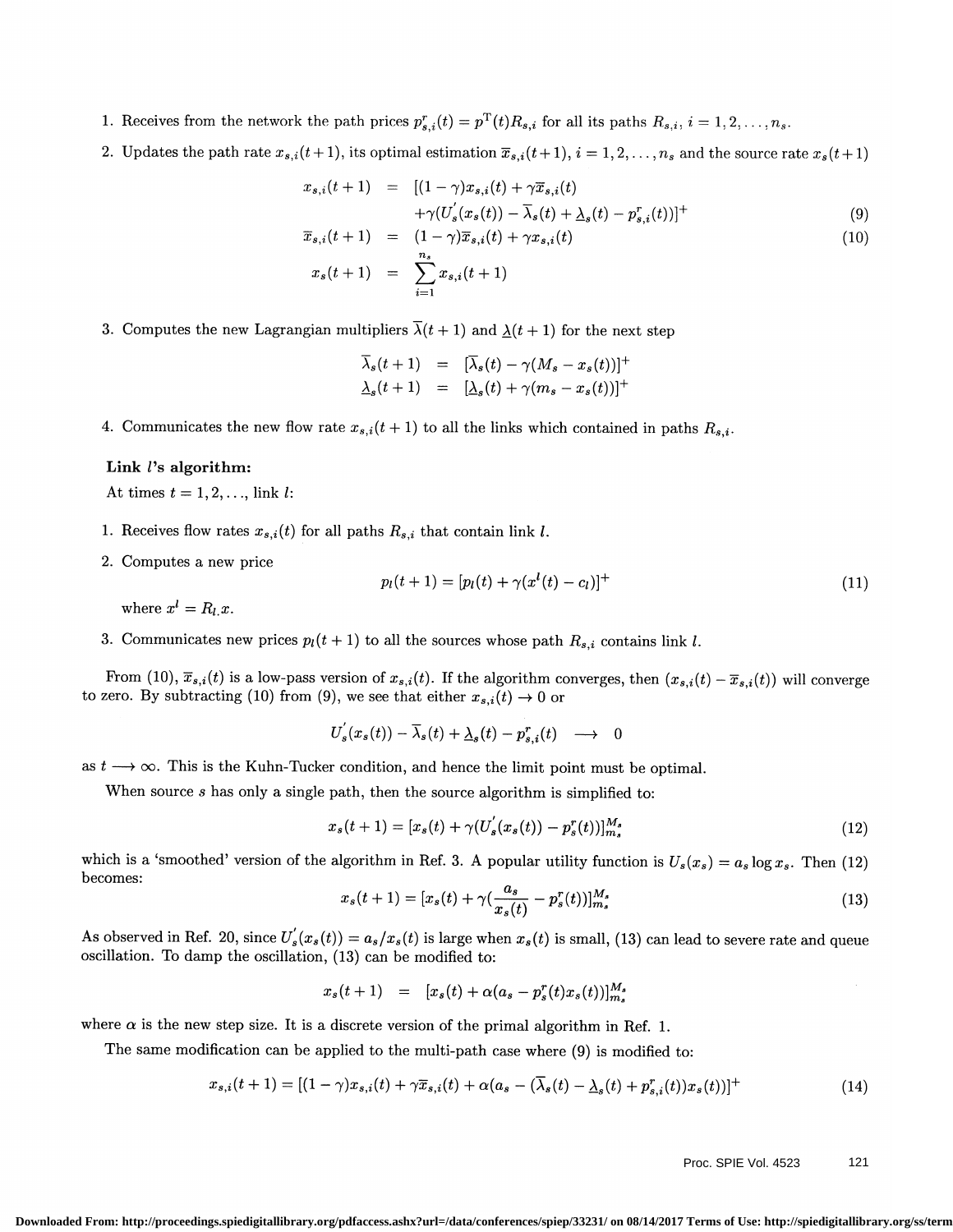1. Receives from the network the path prices $p^r_{s,i}(t) = p^{\mathrm{T}}(t)R_{s,i}$ for all its paths $R_{s,i}$, $i = 1, 2, \ldots, n_s$.
2. Updates the path rate $x_{s,i}(t+1)$, its optimal estimation $\overline{x}_{s,i}(t+1)$, $i = 1, 2, \ldots, n_s$ and the source rate $x_s(t+1)$

$$
\begin{aligned}
x_{s,i}(t+1) &= [(1-\gamma)x_{s,i}(t) + \gamma\overline{x}_{s,i}(t) \\
&\quad + \gamma(U_s^{'}(x_s(t)) - \overline{\lambda}_s(t) + \underline{\lambda}_s(t) - p^r_{s,i}(t))]^+ \qquad (9)\\
\overline{x}_{s,i}(t+1) &= (1-\gamma)\overline{x}_{s,i}(t) + \gamma x_{s,i}(t) \qquad (10)\\
x_s(t+1) &= \sum_{i=1}^{n_s} x_{s,i}(t+1)
\end{aligned}
$$

3. Computes the new Lagrangian multipliers $\overline{\lambda}(t+1)$ and $\underline{\lambda}(t+1)$ for the next step

$$
\begin{aligned}
\overline{\lambda}_s(t+1) &= [\overline{\lambda}_s(t) - \gamma(M_s - x_s(t))]^+ \\
\underline{\lambda}_s(t+1) &= [\underline{\lambda}_s(t) + \gamma(m_s - x_s(t))]^+
\end{aligned}
$$

4. Communicates the new flow rate $x_{s,i}(t+1)$ to all the links which contained in paths $R_{s,i}$.

**Link $l$'s algorithm:**

At times $t = 1, 2, \ldots$, link $l$:

1. Receives flow rates $x_{s,i}(t)$ for all paths $R_{s,i}$ that contain link $l$.
2. Computes a new price

$$p_l(t+1) = [p_l(t) + \gamma(x^l(t) - c_l)]^+ \qquad (11)$$

   where $x^l = R_{l.}x$.
3. Communicates new prices $p_l(t+1)$ to all the sources whose path $R_{s,i}$ contains link $l$.

From (10), $\overline{x}_{s,i}(t)$ is a low-pass version of $x_{s,i}(t)$. If the algorithm converges, then $(x_{s,i}(t) - \overline{x}_{s,i}(t))$ will converge to zero. By subtracting (10) from (9), we see that either $x_{s,i}(t) \to 0$ or

$$U_s^{'}(x_s(t)) - \overline{\lambda}_s(t) + \underline{\lambda}_s(t) - p^r_{s,i}(t) \longrightarrow 0$$

as $t \longrightarrow \infty$. This is the Kuhn-Tucker condition, and hence the limit point must be optimal.

When source $s$ has only a single path, then the source algorithm is simplified to:

$$x_s(t+1) = [x_s(t) + \gamma(U_s^{'}(x_s(t)) - p^r_s(t))]^{M_s}_{m_s} \qquad (12)$$

which is a 'smoothed' version of the algorithm in Ref. 3. A popular utility function is $U_s(x_s) = a_s \log x_s$. Then (12) becomes:

$$x_s(t+1) = [x_s(t) + \gamma(\frac{a_s}{x_s(t)} - p^r_s(t))]^{M_s}_{m_s} \qquad (13)$$

As observed in Ref. 20, since $U_s^{'}(x_s(t)) = a_s/x_s(t)$ is large when $x_s(t)$ is small, (13) can lead to severe rate and queue oscillation. To damp the oscillation, (13) can be modified to:

$$x_s(t+1) = [x_s(t) + \alpha(a_s - p^r_s(t)x_s(t))]^{M_s}_{m_s}$$

where $\alpha$ is the new step size. It is a discrete version of the primal algorithm in Ref. 1.

The same modification can be applied to the multi-path case where (9) is modified to:

$$x_{s,i}(t+1) = [(1-\gamma)x_{s,i}(t) + \gamma\overline{x}_{s,i}(t) + \alpha(a_s - (\overline{\lambda}_s(t) - \underline{\lambda}_s(t) + p^r_{s,i}(t))x_s(t))]^+ \qquad (14)$$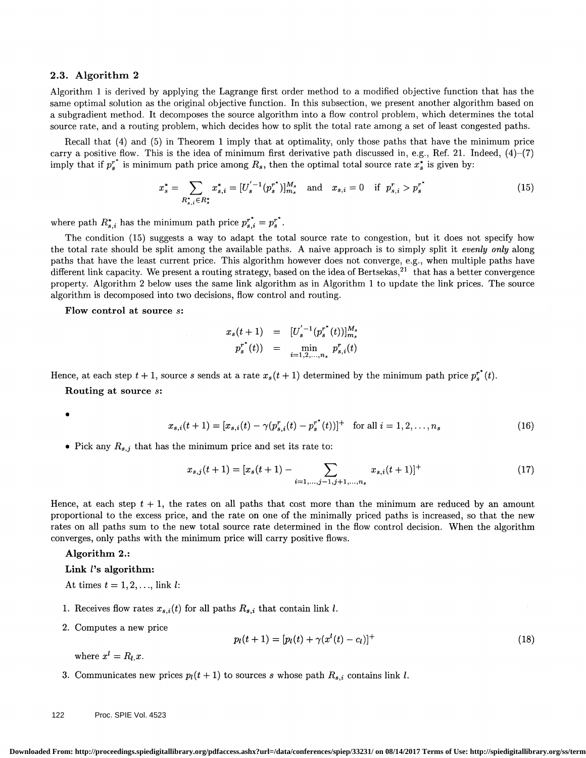### 2.3. Algorithm 2

Algorithm 1 is derived by applying the Lagrange first order method to a modified objective function that has the same optimal solution as the original objective function. In this subsection, we present another algorithm based on a subgradient method. It decomposes the source algorithm into a flow control problem, which determines the total source rate, and a routing problem, which decides how to split the total rate among a set of least congested paths.

Recall that (4) and (5) in Theorem 1 imply that at optimality, only those paths that have the minimum price carry a positive flow. This is the idea of minimum first derivative path discussed in, e.g., Ref. 21. Indeed, (4)–(7) imply that if $p_s^{r^*}$ is minimum path price among $R_s$, then the optimal total source rate $x_s^*$ is given by:

$$x_s^* = \sum_{R_{s,i}^* \in R_s^*} x_{s,i}^* = [U_s^{'-1}(p_s^{r^*})]_{m_s}^{M_s} \quad \text{and} \quad x_{s,i} = 0 \quad \text{if} \;\; p_{s,i}^r > p_s^{r^*} \tag{15}$$

where path $R_{s,i}^*$ has the minimum path price $p_{s,i}^{r^*} = p_s^{r^*}$.

The condition (15) suggests a way to adapt the total source rate to congestion, but it does not specify how the total rate should be split among the available paths. A naive approach is to simply split it *evenly only* along paths that have the least current price. This algorithm however does not converge, e.g., when multiple paths have different link capacity. We present a routing strategy, based on the idea of Bertsekas,[21] that has a better convergence property. Algorithm 2 below uses the same link algorithm as in Algorithm 1 to update the link prices. The source algorithm is decomposed into two decisions, flow control and routing.

**Flow control at source $s$:**

$$\begin{aligned} x_s(t+1) &= [U_s^{'-1}(p_s^{r^*}(t))]_{m_s}^{M_s} \\ p_s^{r^*}(t)) &= \min_{i=1,2,\ldots,n_s} p_{s,i}^r(t) \end{aligned}$$

Hence, at each step $t+1$, source $s$ sends at a rate $x_s(t+1)$ determined by the minimum path price $p_s^{r^*}(t)$.

**Routing at source $s$:**

- $$x_{s,i}(t+1) = [x_{s,i}(t) - \gamma(p_{s,i}^r(t) - p_s^{r^*}(t))]^+ \quad \text{for all } i = 1, 2, \ldots, n_s \tag{16}$$
- Pick any $R_{s,j}$ that has the minimum price and set its rate to:

$$x_{s,j}(t+1) = [x_s(t+1) - \sum_{i=1,\ldots,j-1,j+1,\ldots,n_s} x_{s,i}(t+1)]^+ \tag{17}$$

Hence, at each step $t+1$, the rates on all paths that cost more than the minimum are reduced by an amount proportional to the excess price, and the rate on one of the minimally priced paths is increased, so that the new rates on all paths sum to the new total source rate determined in the flow control decision. When the algorithm converges, only paths with the minimum price will carry positive flows.

**Algorithm 2.:**

**Link $l$'s algorithm:**

At times $t = 1, 2, \ldots$, link $l$:

1. Receives flow rates $x_{s,i}(t)$ for all paths $R_{s,i}$ that contain link $l$.
2. Computes a new price
$$p_l(t+1) = [p_l(t) + \gamma(x^l(t) - c_l)]^+ \tag{18}$$
where $x^l = R_{l.}x$.
3. Communicates new prices $p_l(t+1)$ to sources $s$ whose path $R_{s,i}$ contains link $l$.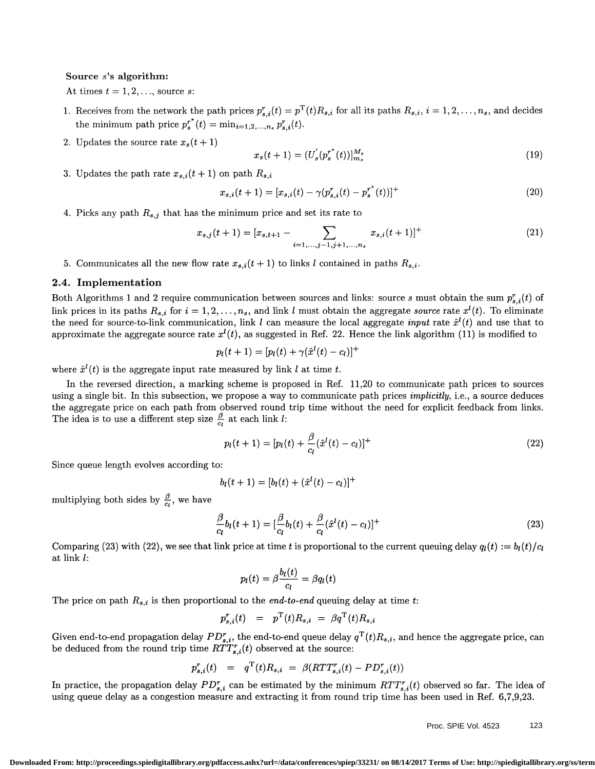**Source $s$'s algorithm:**

At times $t = 1, 2, \ldots$, source $s$:

1. Receives from the network the path prices $p^r_{s,i}(t) = p^{\mathrm{T}}(t)R_{s,i}$ for all its paths $R_{s,i}$, $i = 1, 2, \ldots, n_s$, and decides the minimum path price $p^{r^*}_s(t) = \min_{i=1,2,\ldots,n_s} p^r_{s,i}(t)$.
2. Updates the source rate $x_s(t+1)$
$$x_s(t+1) = (U'_s(p^{r^*}_s(t)))^{M_s}_{m_s} \tag{19}$$
3. Updates the path rate $x_{s,i}(t+1)$ on path $R_{s,i}$
$$x_{s,i}(t+1) = [x_{s,i}(t) - \gamma(p^r_{s,i}(t) - p^{r^*}_s(t))]^+ \tag{20}$$
4. Picks any path $R_{s,j}$ that has the minimum price and set its rate to
$$x_{s,j}(t+1) = [x_{s,t+1} - \sum_{i=1,\ldots,j-1,j+1,\ldots,n_s} x_{s,i}(t+1)]^+ \tag{21}$$
5. Communicates all the new flow rate $x_{s,i}(t+1)$ to links $l$ contained in paths $R_{s,i}$.

## 2.4. Implementation

Both Algorithms 1 and 2 require communication between sources and links: source $s$ must obtain the sum $p^r_{s,i}(t)$ of link prices in its paths $R_{s,i}$ for $i = 1, 2, \ldots, n_s$, and link $l$ must obtain the aggregate *source* rate $x^l(t)$. To eliminate the need for source-to-link communication, link $l$ can measure the local aggregate *input* rate $\hat{x}^l(t)$ and use that to approximate the aggregate source rate $x^l(t)$, as suggested in Ref. 22. Hence the link algorithm (11) is modified to

$$p_l(t+1) = [p_l(t) + \gamma(\hat{x}^l(t) - c_l)]^+$$

where $\hat{x}^l(t)$ is the aggregate input rate measured by link $l$ at time $t$.

In the reversed direction, a marking scheme is proposed in Ref. 11,20 to communicate path prices to sources using a single bit. In this subsection, we propose a way to communicate path prices *implicitly*, i.e., a source deduces the aggregate price on each path from observed round trip time without the need for explicit feedback from links. The idea is to use a different step size $\frac{\beta}{c_l}$ at each link $l$:

$$p_l(t+1) = [p_l(t) + \frac{\beta}{c_l}(\hat{x}^l(t) - c_l)]^+ \tag{22}$$

Since queue length evolves according to:

$$b_l(t+1) = [b_l(t) + (\hat{x}^l(t) - c_l)]^+$$

multiplying both sides by $\frac{\beta}{c_l}$, we have

$$\frac{\beta}{c_l} b_l(t+1) = [\frac{\beta}{c_l} b_l(t) + \frac{\beta}{c_l}(\hat{x}^l(t) - c_l)]^+ \tag{23}$$

Comparing (23) with (22), we see that link price at time $t$ is proportional to the current queuing delay $q_l(t) := b_l(t)/c_l$ at link $l$:

$$p_l(t) = \beta \frac{b_l(t)}{c_l} = \beta q_l(t)$$

The price on path $R_{s,i}$ is then proportional to the *end-to-end* queuing delay at time $t$:

$$p^r_{s,i}(t) \;=\; p^{\mathrm{T}}(t)R_{s,i} \;=\; \beta q^{\mathrm{T}}(t)R_{s,i}$$

Given end-to-end propagation delay $PD^r_{s,i}$, the end-to-end queue delay $q^{\mathrm{T}}(t)R_{s,i}$, and hence the aggregate price, can be deduced from the round trip time $RTT^r_{s,i}(t)$ observed at the source:

$$p^r_{s,i}(t) \;=\; q^{\mathrm{T}}(t)R_{s,i} \;=\; \beta(RTT^r_{s,i}(t) - PD^r_{s,i}(t))$$

In practice, the propagation delay $PD^r_{s,i}$ can be estimated by the minimum $RTT^r_{s,i}(t)$ observed so far. The idea of using queue delay as a congestion measure and extracting it from round trip time has been used in Ref. 6,7,9,23.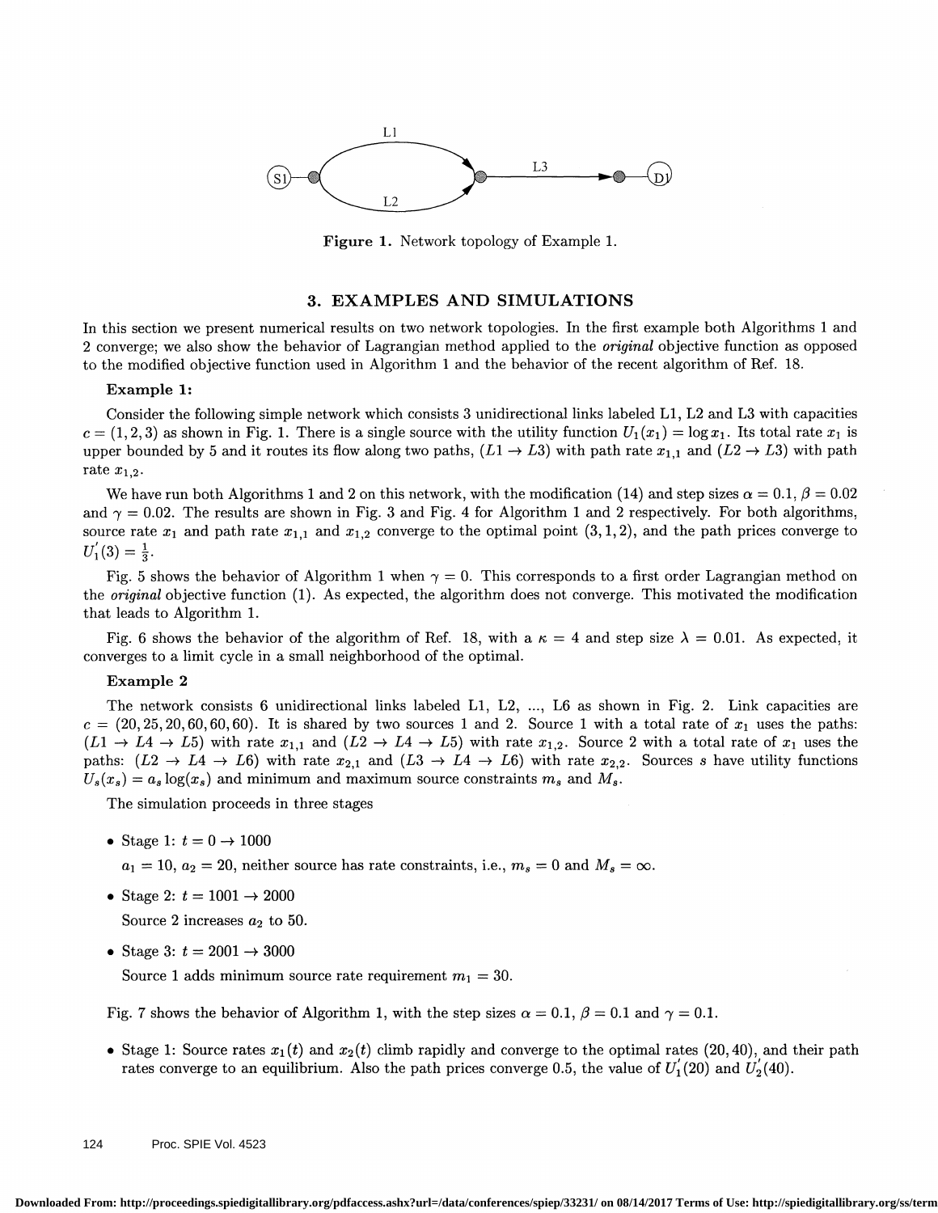Figure 1. Network topology of Example 1.

## 3. EXAMPLES AND SIMULATIONS

In this section we present numerical results on two network topologies. In the first example both Algorithms 1 and 2 converge; we also show the behavior of Lagrangian method applied to the *original* objective function as opposed to the modified objective function used in Algorithm 1 and the behavior of the recent algorithm of Ref. 18.

**Example 1:**

Consider the following simple network which consists 3 unidirectional links labeled L1, L2 and L3 with capacities $c = (1, 2, 3)$ as shown in Fig. 1. There is a single source with the utility function $U_1(x_1) = \log x_1$. Its total rate $x_1$ is upper bounded by 5 and it routes its flow along two paths, $(L1 \to L3)$ with path rate $x_{1,1}$ and $(L2 \to L3)$ with path rate $x_{1,2}$.

We have run both Algorithms 1 and 2 on this network, with the modification (14) and step sizes $\alpha = 0.1$, $\beta = 0.02$ and $\gamma = 0.02$. The results are shown in Fig. 3 and Fig. 4 for Algorithm 1 and 2 respectively. For both algorithms, source rate $x_1$ and path rate $x_{1,1}$ and $x_{1,2}$ converge to the optimal point $(3, 1, 2)$, and the path prices converge to $U_1'(3) = \frac{1}{3}$.

Fig. 5 shows the behavior of Algorithm 1 when $\gamma = 0$. This corresponds to a first order Lagrangian method on the *original* objective function (1). As expected, the algorithm does not converge. This motivated the modification that leads to Algorithm 1.

Fig. 6 shows the behavior of the algorithm of Ref. 18, with a $\kappa = 4$ and step size $\lambda = 0.01$. As expected, it converges to a limit cycle in a small neighborhood of the optimal.

**Example 2**

The network consists 6 unidirectional links labeled L1, L2, ..., L6 as shown in Fig. 2. Link capacities are $c = (20, 25, 20, 60, 60, 60)$. It is shared by two sources 1 and 2. Source 1 with a total rate of $x_1$ uses the paths: $(L1 \to L4 \to L5)$ with rate $x_{1,1}$ and $(L2 \to L4 \to L5)$ with rate $x_{1,2}$. Source 2 with a total rate of $x_1$ uses the paths: $(L2 \to L4 \to L6)$ with rate $x_{2,1}$ and $(L3 \to L4 \to L6)$ with rate $x_{2,2}$. Sources $s$ have utility functions $U_s(x_s) = a_s \log(x_s)$ and minimum and maximum source constraints $m_s$ and $M_s$.

The simulation proceeds in three stages

- Stage 1: $t = 0 \to 1000$

  $a_1 = 10$, $a_2 = 20$, neither source has rate constraints, i.e., $m_s = 0$ and $M_s = \infty$.

- Stage 2: $t = 1001 \to 2000$

  Source 2 increases $a_2$ to 50.

- Stage 3: $t = 2001 \to 3000$

  Source 1 adds minimum source rate requirement $m_1 = 30$.

Fig. 7 shows the behavior of Algorithm 1, with the step sizes $\alpha = 0.1$, $\beta = 0.1$ and $\gamma = 0.1$.

- Stage 1: Source rates $x_1(t)$ and $x_2(t)$ climb rapidly and converge to the optimal rates $(20, 40)$, and their path rates converge to an equilibrium. Also the path prices converge 0.5, the value of $U_1'(20)$ and $U_2'(40)$.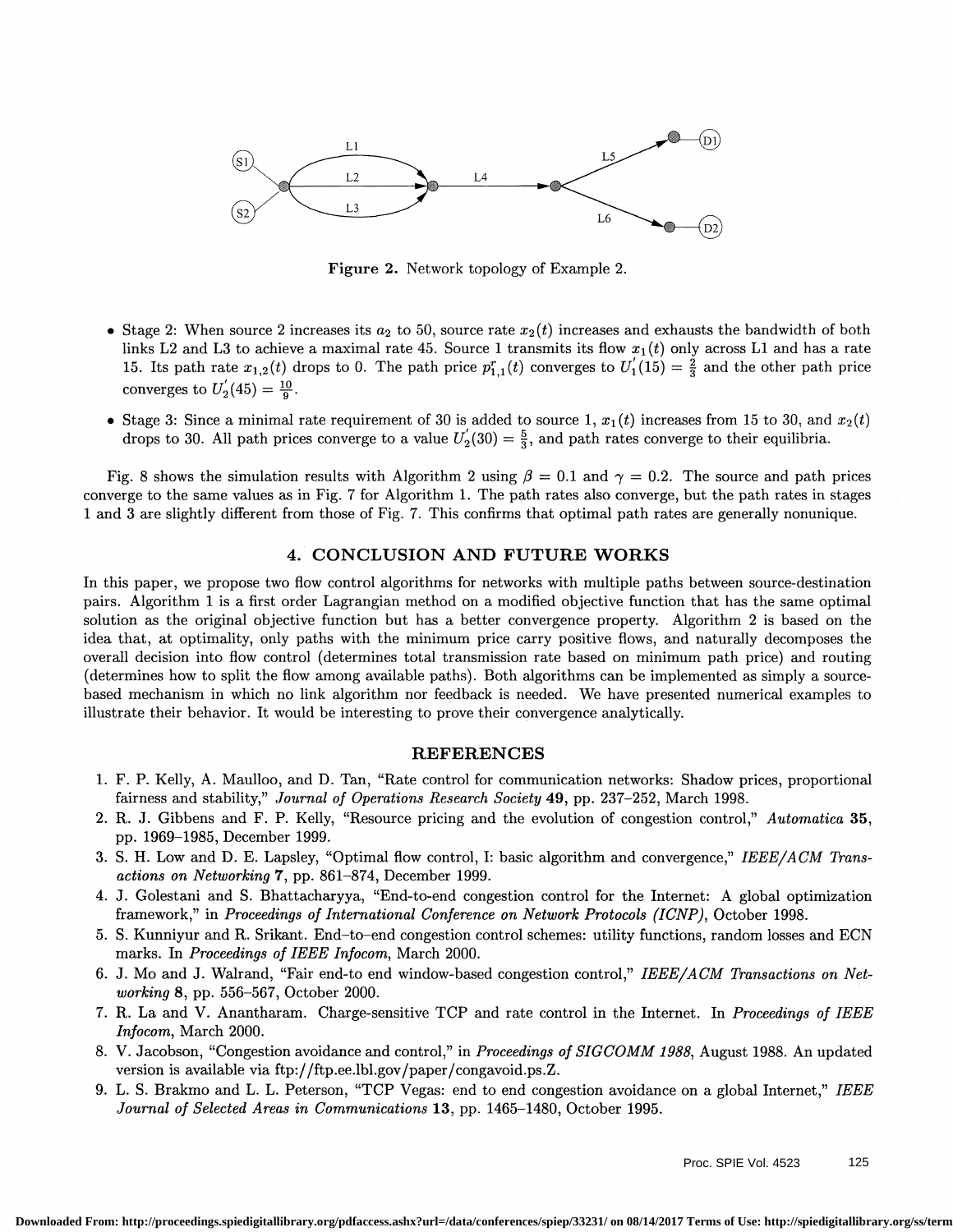Figure 2. Network topology of Example 2.

- Stage 2: When source 2 increases its $a_2$ to 50, source rate $x_2(t)$ increases and exhausts the bandwidth of both links L2 and L3 to achieve a maximal rate 45. Source 1 transmits its flow $x_1(t)$ only across L1 and has a rate 15. Its path rate $x_{1,2}(t)$ drops to 0. The path price $p^r_{1,1}(t)$ converges to $U_1^{'}(15) = \frac{2}{3}$ and the other path price converges to $U_2^{'}(45) = \frac{10}{9}$.
- Stage 3: Since a minimal rate requirement of 30 is added to source 1, $x_1(t)$ increases from 15 to 30, and $x_2(t)$ drops to 30. All path prices converge to a value $U_2^{'}(30) = \frac{5}{3}$, and path rates converge to their equilibria.

Fig. 8 shows the simulation results with Algorithm 2 using $\beta = 0.1$ and $\gamma = 0.2$. The source and path prices converge to the same values as in Fig. 7 for Algorithm 1. The path rates also converge, but the path rates in stages 1 and 3 are slightly different from those of Fig. 7. This confirms that optimal path rates are generally nonunique.

## 4. CONCLUSION AND FUTURE WORKS

In this paper, we propose two flow control algorithms for networks with multiple paths between source-destination pairs. Algorithm 1 is a first order Lagrangian method on a modified objective function that has the same optimal solution as the original objective function but has a better convergence property. Algorithm 2 is based on the idea that, at optimality, only paths with the minimum price carry positive flows, and naturally decomposes the overall decision into flow control (determines total transmission rate based on minimum path price) and routing (determines how to split the flow among available paths). Both algorithms can be implemented as simply a source-based mechanism in which no link algorithm nor feedback is needed. We have presented numerical examples to illustrate their behavior. It would be interesting to prove their convergence analytically.

## REFERENCES

1. F. P. Kelly, A. Maulloo, and D. Tan, "Rate control for communication networks: Shadow prices, proportional fairness and stability," *Journal of Operations Research Society* **49**, pp. 237–252, March 1998.
2. R. J. Gibbens and F. P. Kelly, "Resource pricing and the evolution of congestion control," *Automatica* **35**, pp. 1969–1985, December 1999.
3. S. H. Low and D. E. Lapsley, "Optimal flow control, I: basic algorithm and convergence," *IEEE/ACM Transactions on Networking* **7**, pp. 861–874, December 1999.
4. J. Golestani and S. Bhattacharyya, "End-to-end congestion control for the Internet: A global optimization framework," in *Proceedings of International Conference on Network Protocols (ICNP)*, October 1998.
5. S. Kunniyur and R. Srikant. End–to–end congestion control schemes: utility functions, random losses and ECN marks. In *Proceedings of IEEE Infocom*, March 2000.
6. J. Mo and J. Walrand, "Fair end-to end window-based congestion control," *IEEE/ACM Transactions on Networking* **8**, pp. 556–567, October 2000.
7. R. La and V. Anantharam. Charge-sensitive TCP and rate control in the Internet. In *Proceedings of IEEE Infocom*, March 2000.
8. V. Jacobson, "Congestion avoidance and control," in *Proceedings of SIGCOMM 1988*, August 1988. An updated version is available via ftp://ftp.ee.lbl.gov/paper/congavoid.ps.Z.
9. L. S. Brakmo and L. L. Peterson, "TCP Vegas: end to end congestion avoidance on a global Internet," *IEEE Journal of Selected Areas in Communications* **13**, pp. 1465–1480, October 1995.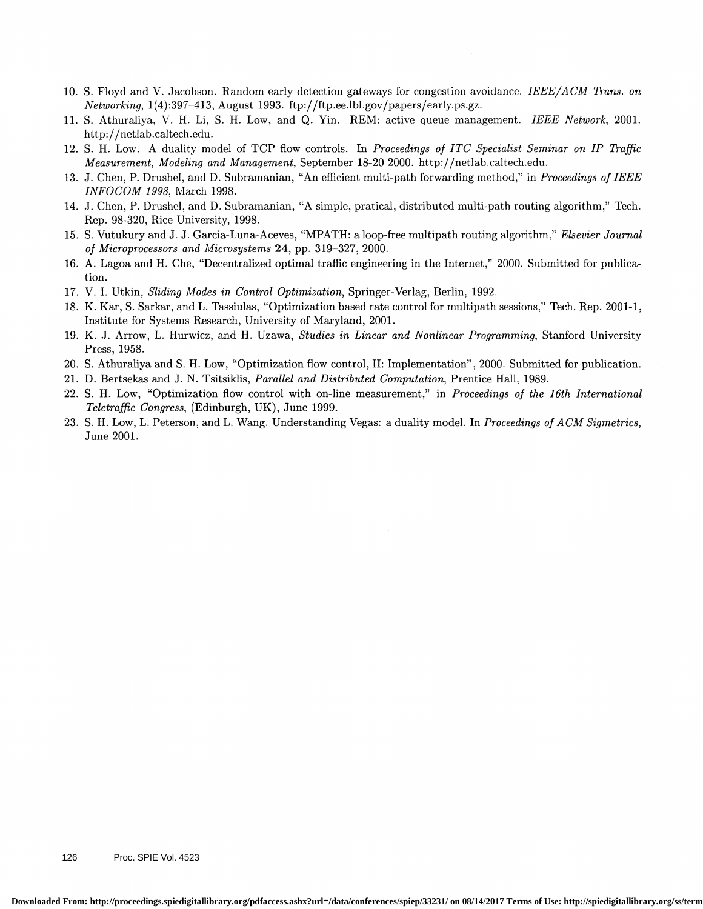10. S. Floyd and V. Jacobson. Random early detection gateways for congestion avoidance. *IEEE/ACM Trans. on Networking*, 1(4):397–413, August 1993. ftp://ftp.ee.lbl.gov/papers/early.ps.gz.
11. S. Athuraliya, V. H. Li, S. H. Low, and Q. Yin. REM: active queue management. *IEEE Network*, 2001. http://netlab.caltech.edu.
12. S. H. Low. A duality model of TCP flow controls. In *Proceedings of ITC Specialist Seminar on IP Traffic Measurement, Modeling and Management*, September 18-20 2000. http://netlab.caltech.edu.
13. J. Chen, P. Drushel, and D. Subramanian, "An efficient multi-path forwarding method," in *Proceedings of IEEE INFOCOM 1998*, March 1998.
14. J. Chen, P. Drushel, and D. Subramanian, "A simple, pratical, distributed multi-path routing algorithm," Tech. Rep. 98-320, Rice University, 1998.
15. S. Vutukury and J. J. Garcia-Luna-Aceves, "MPATH: a loop-free multipath routing algorithm," *Elsevier Journal of Microprocessors and Microsystems* **24**, pp. 319–327, 2000.
16. A. Lagoa and H. Che, "Decentralized optimal traffic engineering in the Internet," 2000. Submitted for publication.
17. V. I. Utkin, *Sliding Modes in Control Optimization*, Springer-Verlag, Berlin, 1992.
18. K. Kar, S. Sarkar, and L. Tassiulas, "Optimization based rate control for multipath sessions," Tech. Rep. 2001-1, Institute for Systems Research, University of Maryland, 2001.
19. K. J. Arrow, L. Hurwicz, and H. Uzawa, *Studies in Linear and Nonlinear Programming*, Stanford University Press, 1958.
20. S. Athuraliya and S. H. Low, "Optimization flow control, II: Implementation", 2000. Submitted for publication.
21. D. Bertsekas and J. N. Tsitsiklis, *Parallel and Distributed Computation*, Prentice Hall, 1989.
22. S. H. Low, "Optimization flow control with on-line measurement," in *Proceedings of the 16th International Teletraffic Congress*, (Edinburgh, UK), June 1999.
23. S. H. Low, L. Peterson, and L. Wang. Understanding Vegas: a duality model. In *Proceedings of ACM Sigmetrics*, June 2001.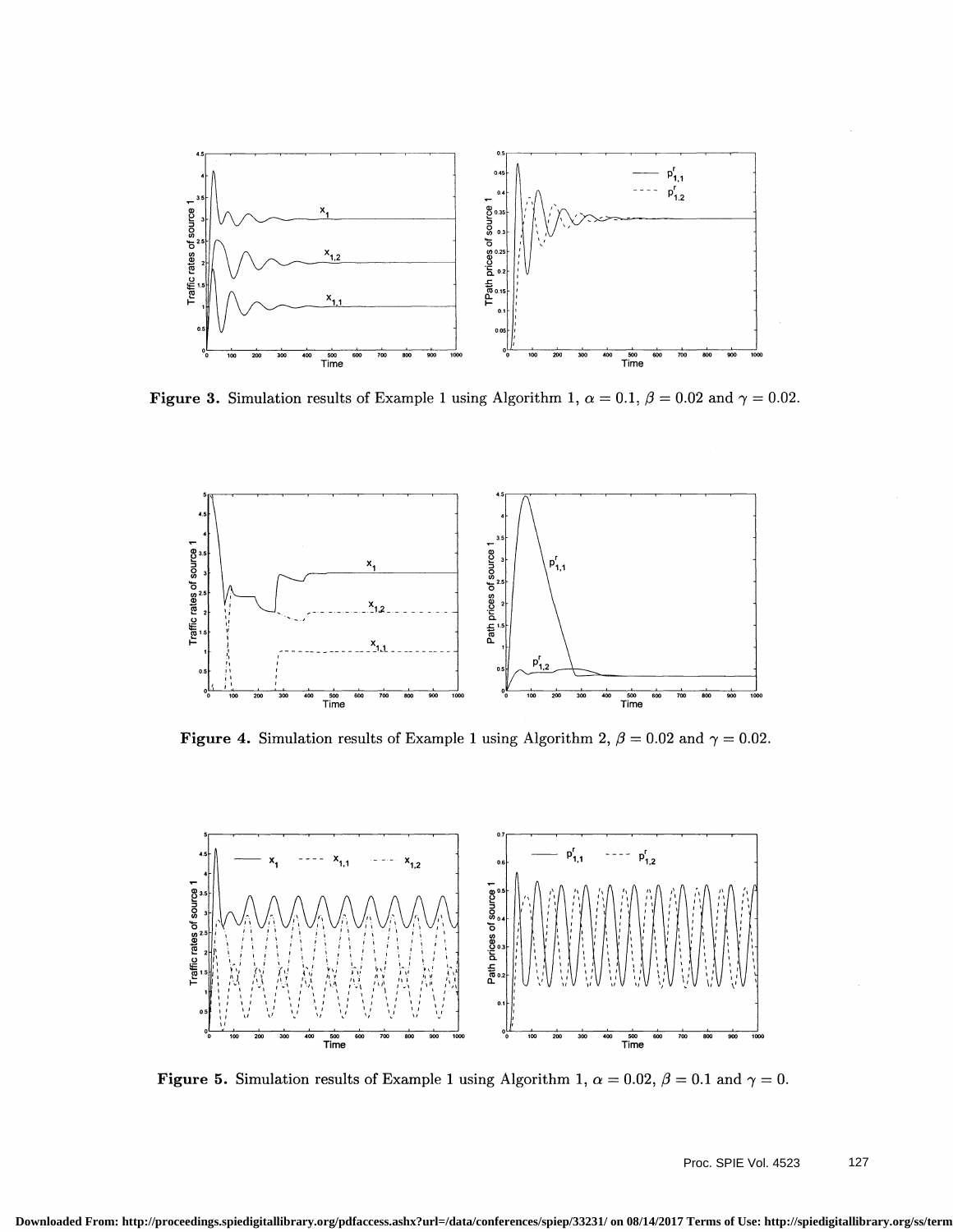**Figure 3.** Simulation results of Example 1 using Algorithm 1, $\alpha = 0.1$, $\beta = 0.02$ and $\gamma = 0.02$.

**Figure 4.** Simulation results of Example 1 using Algorithm 2, $\beta = 0.02$ and $\gamma = 0.02$.

**Figure 5.** Simulation results of Example 1 using Algorithm 1, $\alpha = 0.02$, $\beta = 0.1$ and $\gamma = 0$.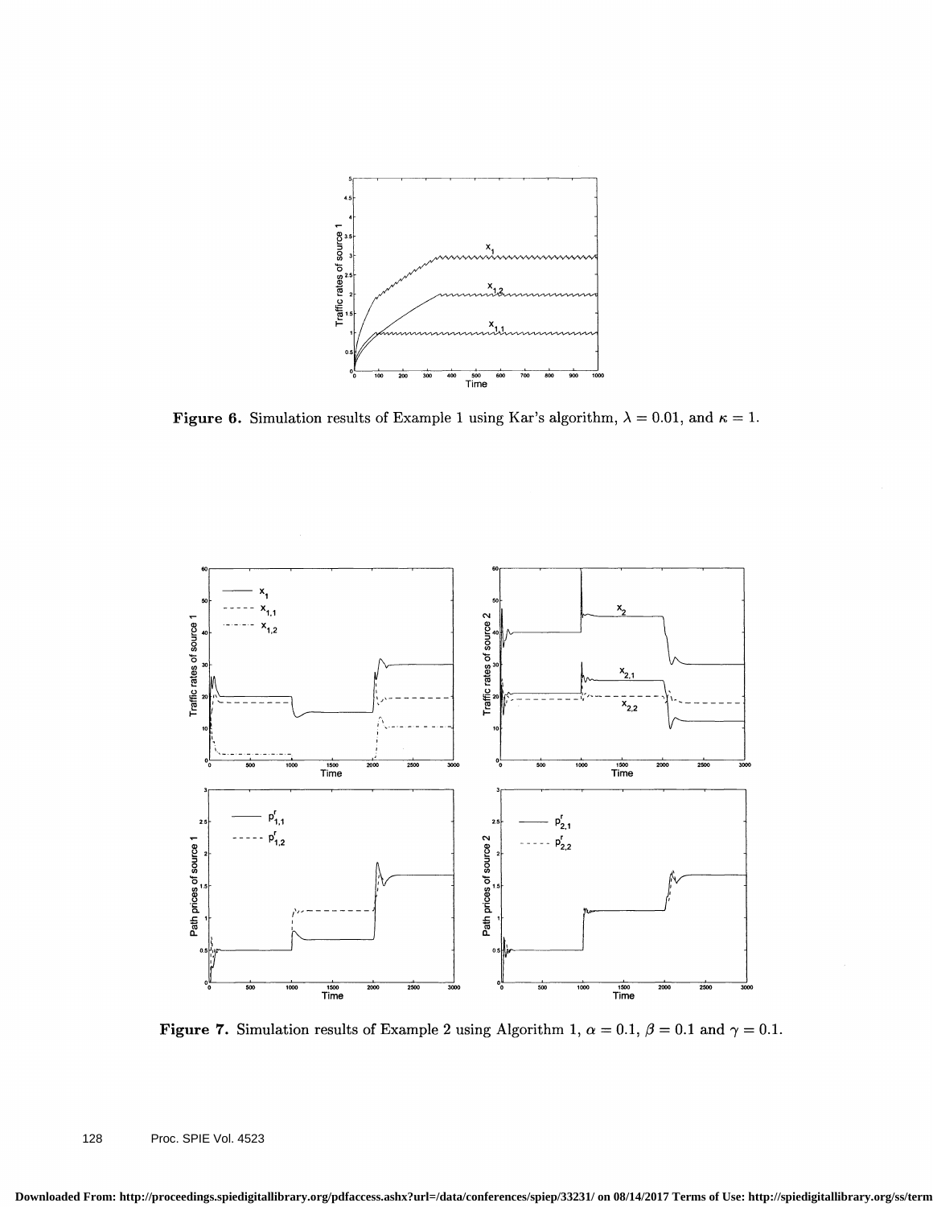**Figure 6.** Simulation results of Example 1 using Kar's algorithm, $\lambda = 0.01$, and $\kappa = 1$.

**Figure 7.** Simulation results of Example 2 using Algorithm 1, $\alpha = 0.1$, $\beta = 0.1$ and $\gamma = 0.1$.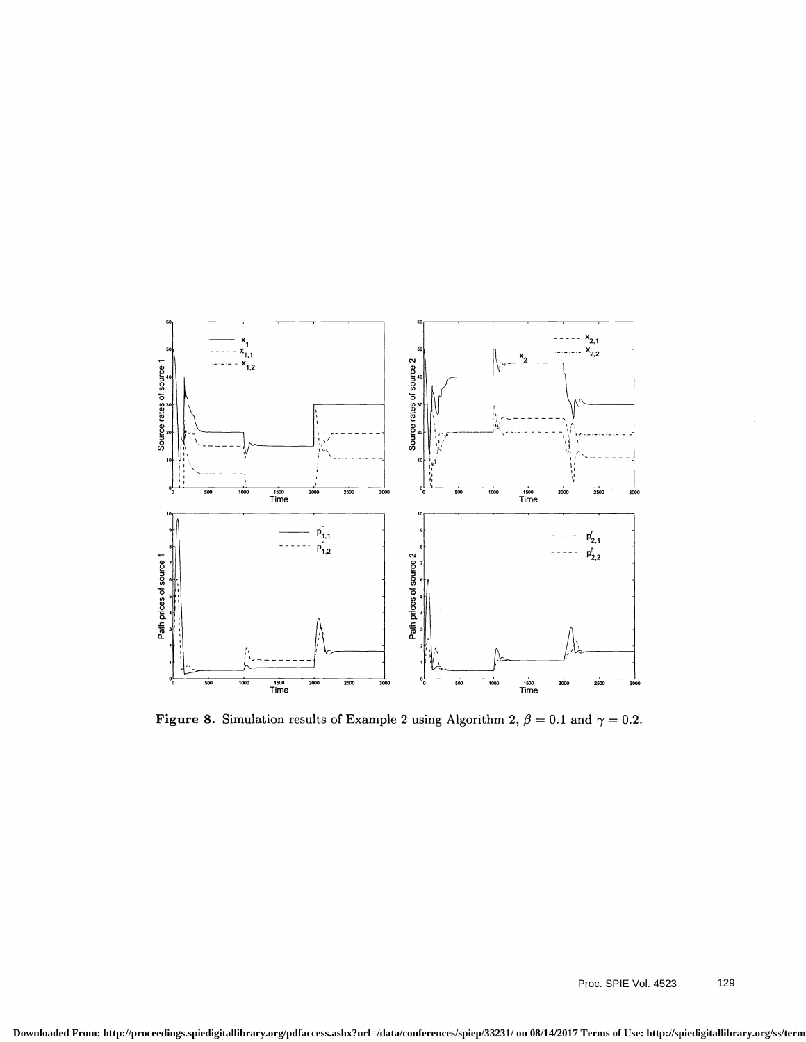Source rates of source 1

60
50
40
30
20
10
0

0 500 1000 1500 2000 2500 3000

Time

$x_1$
$x_{1,1}$
$x_{1,2}$

Source rates of source 2

60
50
40
30
20
10
0

0 500 1000 1500 2000 2500 3000

Time

$x_2$
$x_{2,1}$
$x_{2,2}$

Path prices of source 1

10
9
8
7
6
5
4
3
2
1
0

0 500 1000 1500 2000 2500 3000

Time

$p^r_{1,1}$
$p^r_{1,2}$

Path prices of source 2

10
9
8
7
6
5
4
3
2
1
0

0 500 1000 1500 2000 2500 3000

Time

$p^r_{2,1}$
$p^r_{2,2}$

**Figure 8.** Simulation results of Example 2 using Algorithm 2, $\beta = 0.1$ and $\gamma = 0.2$.